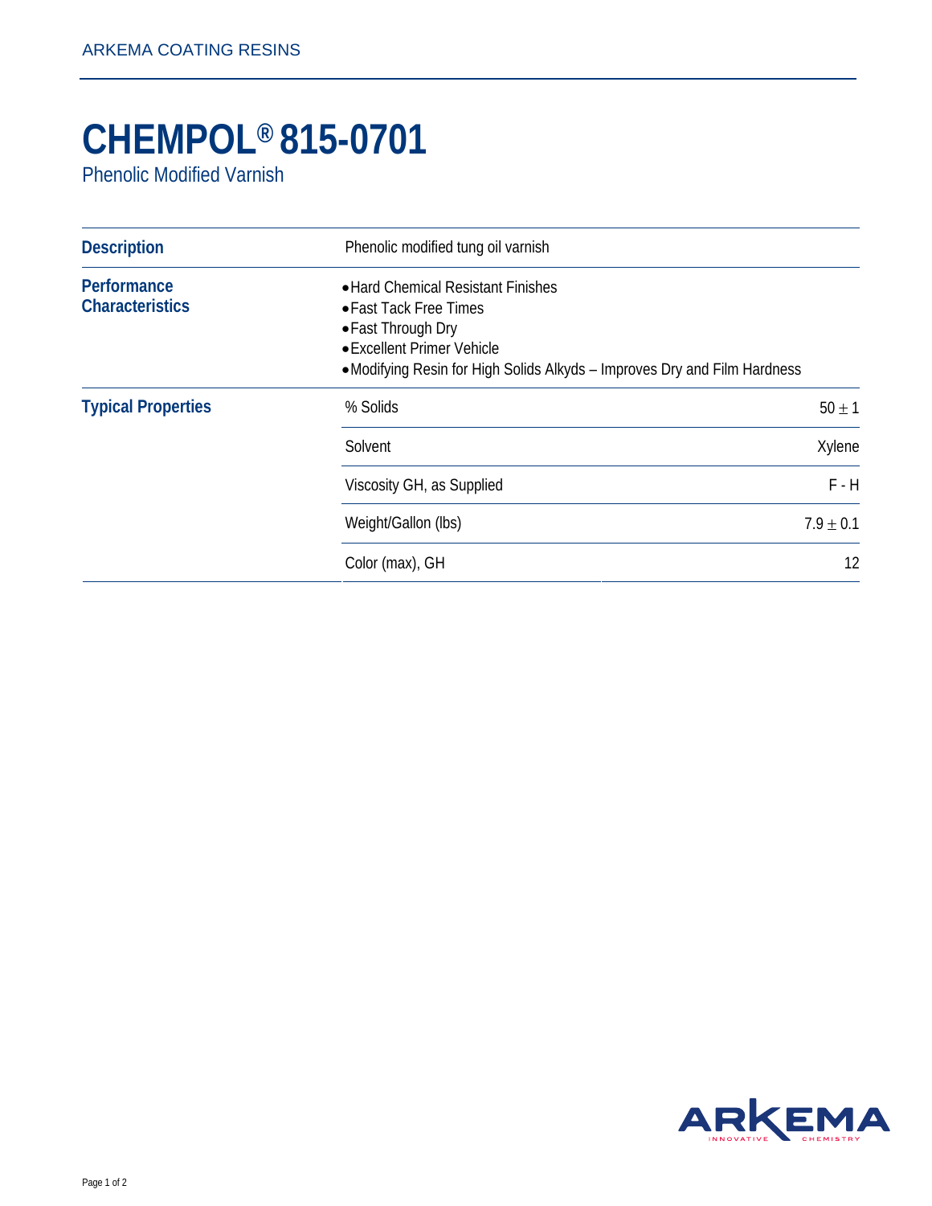# CHEMPOL® 815-0701

Phenolic Modified Varnish

| | | |
|---|---|---|
| **Description** | Phenolic modified tung oil varnish | |
| **Performance Characteristics** | • Hard Chemical Resistant Finishes<br>• Fast Tack Free Times<br>• Fast Through Dry<br>• Excellent Primer Vehicle<br>• Modifying Resin for High Solids Alkyds – Improves Dry and Film Hardness | |
| **Typical Properties** | % Solids | $50 \pm 1$ |
| | Solvent | Xylene |
| | Viscosity GH, as Supplied | F - H |
| | Weight/Gallon (lbs) | $7.9 \pm 0.1$ |
| | Color (max), GH | 12 |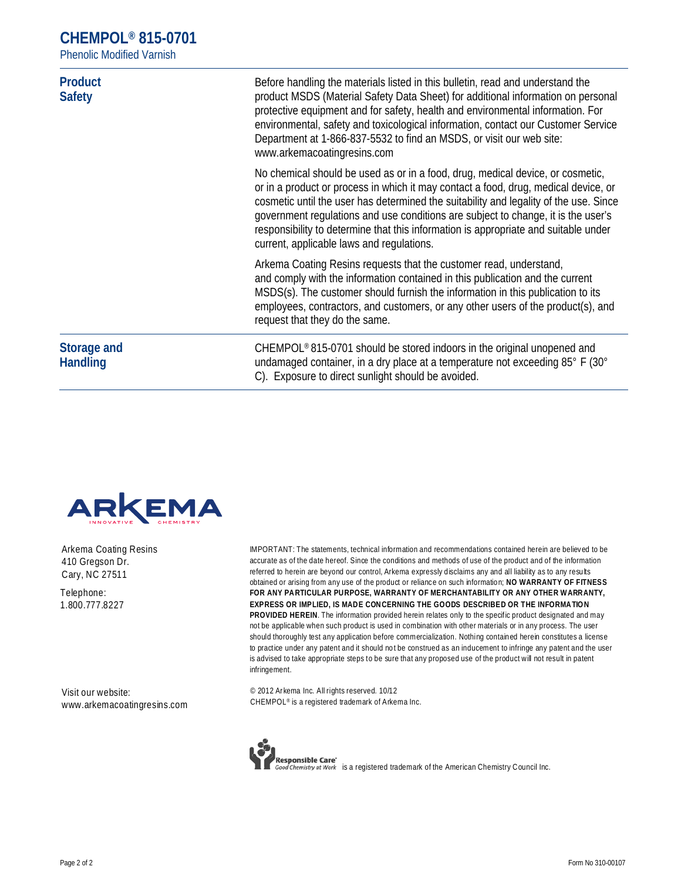# CHEMPOL® 815-0701

Phenolic Modified Varnish

## Product Safety

Before handling the materials listed in this bulletin, read and understand the product MSDS (Material Safety Data Sheet) for additional information on personal protective equipment and for safety, health and environmental information. For environmental, safety and toxicological information, contact our Customer Service Department at 1-866-837-5532 to find an MSDS, or visit our web site: www.arkemacoatingresins.com

No chemical should be used as or in a food, drug, medical device, or cosmetic, or in a product or process in which it may contact a food, drug, medical device, or cosmetic until the user has determined the suitability and legality of the use. Since government regulations and use conditions are subject to change, it is the user's responsibility to determine that this information is appropriate and suitable under current, applicable laws and regulations.

Arkema Coating Resins requests that the customer read, understand, and comply with the information contained in this publication and the current MSDS(s). The customer should furnish the information in this publication to its employees, contractors, and customers, or any other users of the product(s), and request that they do the same.

## Storage and Handling

CHEMPOL® 815-0701 should be stored indoors in the original unopened and undamaged container, in a dry place at a temperature not exceeding 85° F (30° C). Exposure to direct sunlight should be avoided.

ARKEMA
INNOVATIVE CHEMISTRY

Arkema Coating Resins
410 Gregson Dr.
Cary, NC 27511

Telephone:
1.800.777.8227

Visit our website:
www.arkemacoatingresins.com

IMPORTANT: The statements, technical information and recommendations contained herein are believed to be accurate as of the date hereof. Since the conditions and methods of use of the product and of the information referred to herein are beyond our control, Arkema expressly disclaims any and all liability as to any results obtained or arising from any use of the product or reliance on such information; **NO WARRANTY OF FITNESS FOR ANY PARTICULAR PURPOSE, WARRANTY OF MERCHANTABILITY OR ANY OTHER WARRANTY, EXPRESS OR IMPLIED, IS MADE CONCERNING THE GOODS DESCRIBED OR THE INFORMATION PROVIDED HEREIN**. The information provided herein relates only to the specific product designated and may not be applicable when such product is used in combination with other materials or in any process. The user should thoroughly test any application before commercialization. Nothing contained herein constitutes a license to practice under any patent and it should not be construed as an inducement to infringe any patent and the user is advised to take appropriate steps to be sure that any proposed use of the product will not result in patent infringement.

© 2012 Arkema Inc. All rights reserved. 10/12
CHEMPOL® is a registered trademark of Arkema Inc.

Responsible Care® Good Chemistry at Work is a registered trademark of the American Chemistry Council Inc.

Form No 310-00107